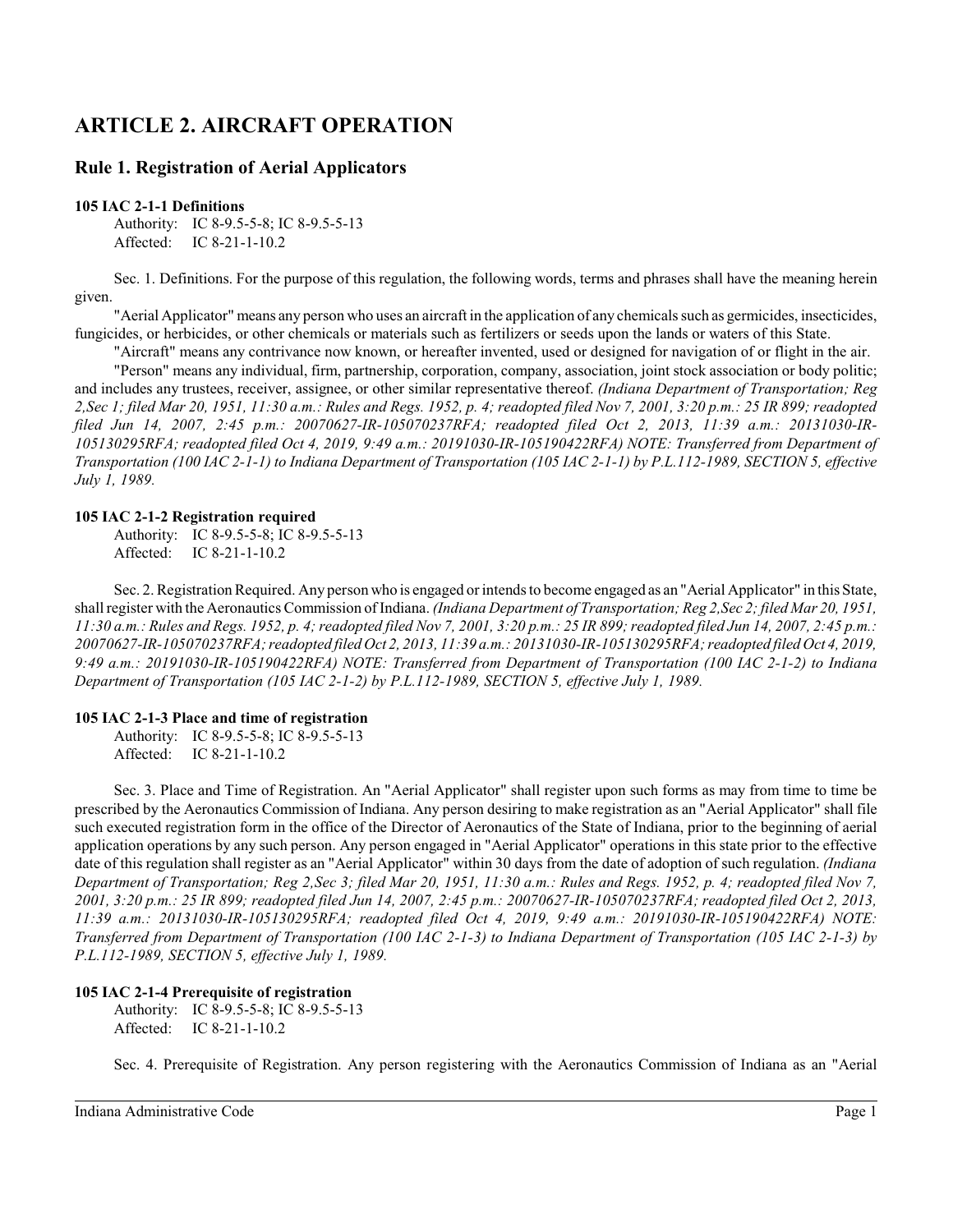# ARTICLE 2. AIRCRAFT OPERATION

## Rule 1. Registration of Aerial Applicators

### 105 IAC 2-1-1 Definitions

Authority: IC 8-9.5-5-8; IC 8-9.5-5-13
Affected: IC 8-21-1-10.2

Sec. 1. Definitions. For the purpose of this regulation, the following words, terms and phrases shall have the meaning herein given.

"Aerial Applicator" means any person who uses an aircraft in the application of any chemicals such as germicides, insecticides, fungicides, or herbicides, or other chemicals or materials such as fertilizers or seeds upon the lands or waters of this State.

"Aircraft" means any contrivance now known, or hereafter invented, used or designed for navigation of or flight in the air.

"Person" means any individual, firm, partnership, corporation, company, association, joint stock association or body politic; and includes any trustees, receiver, assignee, or other similar representative thereof. *(Indiana Department of Transportation; Reg 2,Sec 1; filed Mar 20, 1951, 11:30 a.m.: Rules and Regs. 1952, p. 4; readopted filed Nov 7, 2001, 3:20 p.m.: 25 IR 899; readopted filed Jun 14, 2007, 2:45 p.m.: 20070627-IR-105070237RFA; readopted filed Oct 2, 2013, 11:39 a.m.: 20131030-IR-105130295RFA; readopted filed Oct 4, 2019, 9:49 a.m.: 20191030-IR-105190422RFA) NOTE: Transferred from Department of Transportation (100 IAC 2-1-1) to Indiana Department of Transportation (105 IAC 2-1-1) by P.L.112-1989, SECTION 5, effective July 1, 1989.*

### 105 IAC 2-1-2 Registration required

Authority: IC 8-9.5-5-8; IC 8-9.5-5-13
Affected: IC 8-21-1-10.2

Sec. 2. Registration Required. Any person who is engaged or intends to become engaged as an "Aerial Applicator" in this State, shall register with the Aeronautics Commission of Indiana. *(Indiana Department of Transportation; Reg 2,Sec 2; filed Mar 20, 1951, 11:30 a.m.: Rules and Regs. 1952, p. 4; readopted filed Nov 7, 2001, 3:20 p.m.: 25 IR 899; readopted filed Jun 14, 2007, 2:45 p.m.: 20070627-IR-105070237RFA; readopted filed Oct 2, 2013, 11:39 a.m.: 20131030-IR-105130295RFA; readopted filed Oct 4, 2019, 9:49 a.m.: 20191030-IR-105190422RFA) NOTE: Transferred from Department of Transportation (100 IAC 2-1-2) to Indiana Department of Transportation (105 IAC 2-1-2) by P.L.112-1989, SECTION 5, effective July 1, 1989.*

### 105 IAC 2-1-3 Place and time of registration

Authority: IC 8-9.5-5-8; IC 8-9.5-5-13
Affected: IC 8-21-1-10.2

Sec. 3. Place and Time of Registration. An "Aerial Applicator" shall register upon such forms as may from time to time be prescribed by the Aeronautics Commission of Indiana. Any person desiring to make registration as an "Aerial Applicator" shall file such executed registration form in the office of the Director of Aeronautics of the State of Indiana, prior to the beginning of aerial application operations by any such person. Any person engaged in "Aerial Applicator" operations in this state prior to the effective date of this regulation shall register as an "Aerial Applicator" within 30 days from the date of adoption of such regulation. *(Indiana Department of Transportation; Reg 2,Sec 3; filed Mar 20, 1951, 11:30 a.m.: Rules and Regs. 1952, p. 4; readopted filed Nov 7, 2001, 3:20 p.m.: 25 IR 899; readopted filed Jun 14, 2007, 2:45 p.m.: 20070627-IR-105070237RFA; readopted filed Oct 2, 2013, 11:39 a.m.: 20131030-IR-105130295RFA; readopted filed Oct 4, 2019, 9:49 a.m.: 20191030-IR-105190422RFA) NOTE: Transferred from Department of Transportation (100 IAC 2-1-3) to Indiana Department of Transportation (105 IAC 2-1-3) by P.L.112-1989, SECTION 5, effective July 1, 1989.*

### 105 IAC 2-1-4 Prerequisite of registration

Authority: IC 8-9.5-5-8; IC 8-9.5-5-13
Affected: IC 8-21-1-10.2

Sec. 4. Prerequisite of Registration. Any person registering with the Aeronautics Commission of Indiana as an "Aerial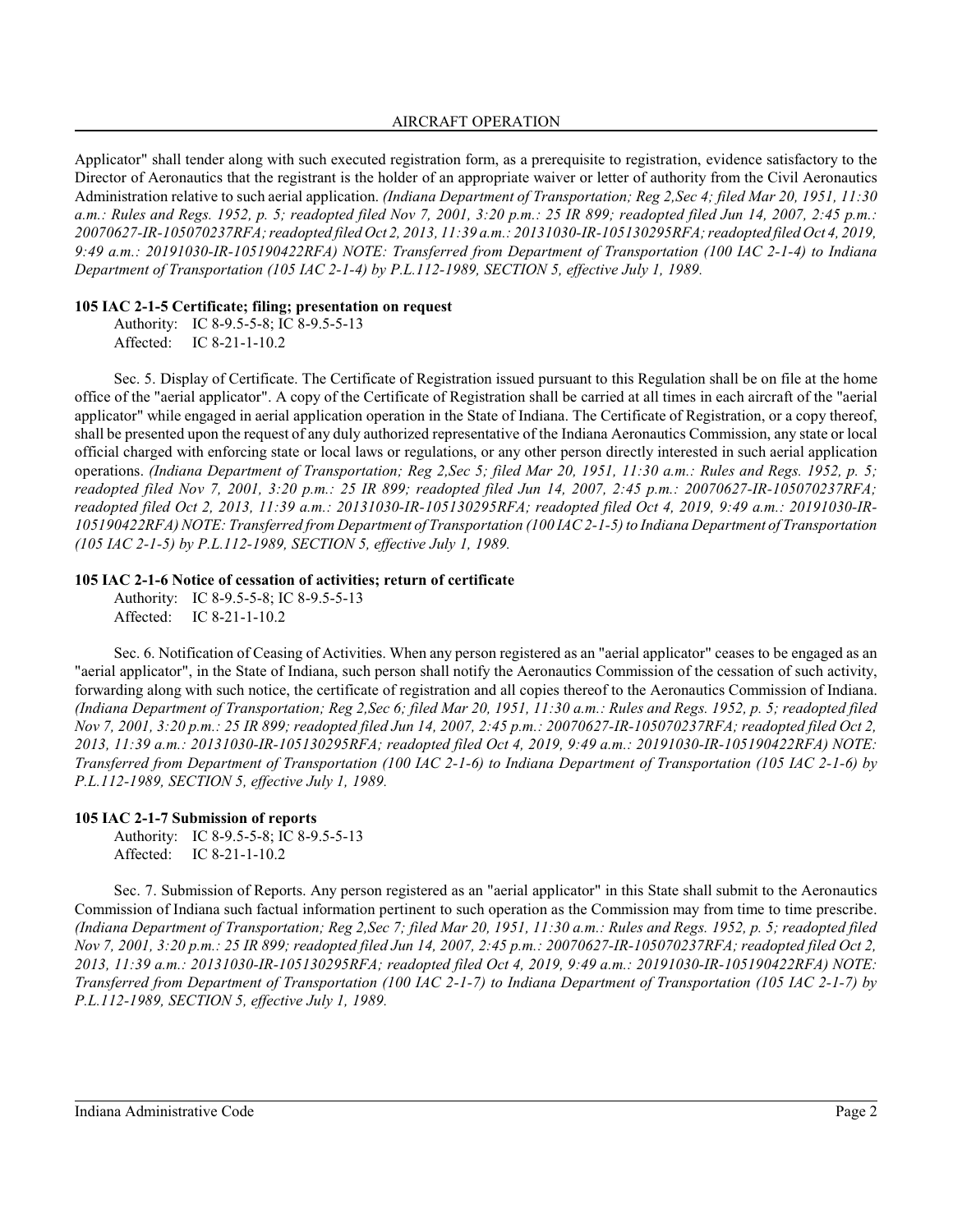Applicator" shall tender along with such executed registration form, as a prerequisite to registration, evidence satisfactory to the Director of Aeronautics that the registrant is the holder of an appropriate waiver or letter of authority from the Civil Aeronautics Administration relative to such aerial application. *(Indiana Department of Transportation; Reg 2,Sec 4; filed Mar 20, 1951, 11:30 a.m.: Rules and Regs. 1952, p. 5; readopted filed Nov 7, 2001, 3:20 p.m.: 25 IR 899; readopted filed Jun 14, 2007, 2:45 p.m.: 20070627-IR-105070237RFA; readopted filed Oct 2, 2013, 11:39 a.m.: 20131030-IR-105130295RFA; readopted filed Oct 4, 2019, 9:49 a.m.: 20191030-IR-105190422RFA) NOTE: Transferred from Department of Transportation (100 IAC 2-1-4) to Indiana Department of Transportation (105 IAC 2-1-4) by P.L.112-1989, SECTION 5, effective July 1, 1989.*

**105 IAC 2-1-5 Certificate; filing; presentation on request**

Authority: IC 8-9.5-5-8; IC 8-9.5-5-13
Affected: IC 8-21-1-10.2

Sec. 5. Display of Certificate. The Certificate of Registration issued pursuant to this Regulation shall be on file at the home office of the "aerial applicator". A copy of the Certificate of Registration shall be carried at all times in each aircraft of the "aerial applicator" while engaged in aerial application operation in the State of Indiana. The Certificate of Registration, or a copy thereof, shall be presented upon the request of any duly authorized representative of the Indiana Aeronautics Commission, any state or local official charged with enforcing state or local laws or regulations, or any other person directly interested in such aerial application operations. *(Indiana Department of Transportation; Reg 2,Sec 5; filed Mar 20, 1951, 11:30 a.m.: Rules and Regs. 1952, p. 5; readopted filed Nov 7, 2001, 3:20 p.m.: 25 IR 899; readopted filed Jun 14, 2007, 2:45 p.m.: 20070627-IR-105070237RFA; readopted filed Oct 2, 2013, 11:39 a.m.: 20131030-IR-105130295RFA; readopted filed Oct 4, 2019, 9:49 a.m.: 20191030-IR-105190422RFA) NOTE: Transferred from Department of Transportation (100 IAC 2-1-5) to Indiana Department of Transportation (105 IAC 2-1-5) by P.L.112-1989, SECTION 5, effective July 1, 1989.*

**105 IAC 2-1-6 Notice of cessation of activities; return of certificate**

Authority: IC 8-9.5-5-8; IC 8-9.5-5-13
Affected: IC 8-21-1-10.2

Sec. 6. Notification of Ceasing of Activities. When any person registered as an "aerial applicator" ceases to be engaged as an "aerial applicator", in the State of Indiana, such person shall notify the Aeronautics Commission of the cessation of such activity, forwarding along with such notice, the certificate of registration and all copies thereof to the Aeronautics Commission of Indiana. *(Indiana Department of Transportation; Reg 2,Sec 6; filed Mar 20, 1951, 11:30 a.m.: Rules and Regs. 1952, p. 5; readopted filed Nov 7, 2001, 3:20 p.m.: 25 IR 899; readopted filed Jun 14, 2007, 2:45 p.m.: 20070627-IR-105070237RFA; readopted filed Oct 2, 2013, 11:39 a.m.: 20131030-IR-105130295RFA; readopted filed Oct 4, 2019, 9:49 a.m.: 20191030-IR-105190422RFA) NOTE: Transferred from Department of Transportation (100 IAC 2-1-6) to Indiana Department of Transportation (105 IAC 2-1-6) by P.L.112-1989, SECTION 5, effective July 1, 1989.*

**105 IAC 2-1-7 Submission of reports**

Authority: IC 8-9.5-5-8; IC 8-9.5-5-13
Affected: IC 8-21-1-10.2

Sec. 7. Submission of Reports. Any person registered as an "aerial applicator" in this State shall submit to the Aeronautics Commission of Indiana such factual information pertinent to such operation as the Commission may from time to time prescribe. *(Indiana Department of Transportation; Reg 2,Sec 7; filed Mar 20, 1951, 11:30 a.m.: Rules and Regs. 1952, p. 5; readopted filed Nov 7, 2001, 3:20 p.m.: 25 IR 899; readopted filed Jun 14, 2007, 2:45 p.m.: 20070627-IR-105070237RFA; readopted filed Oct 2, 2013, 11:39 a.m.: 20131030-IR-105130295RFA; readopted filed Oct 4, 2019, 9:49 a.m.: 20191030-IR-105190422RFA) NOTE: Transferred from Department of Transportation (100 IAC 2-1-7) to Indiana Department of Transportation (105 IAC 2-1-7) by P.L.112-1989, SECTION 5, effective July 1, 1989.*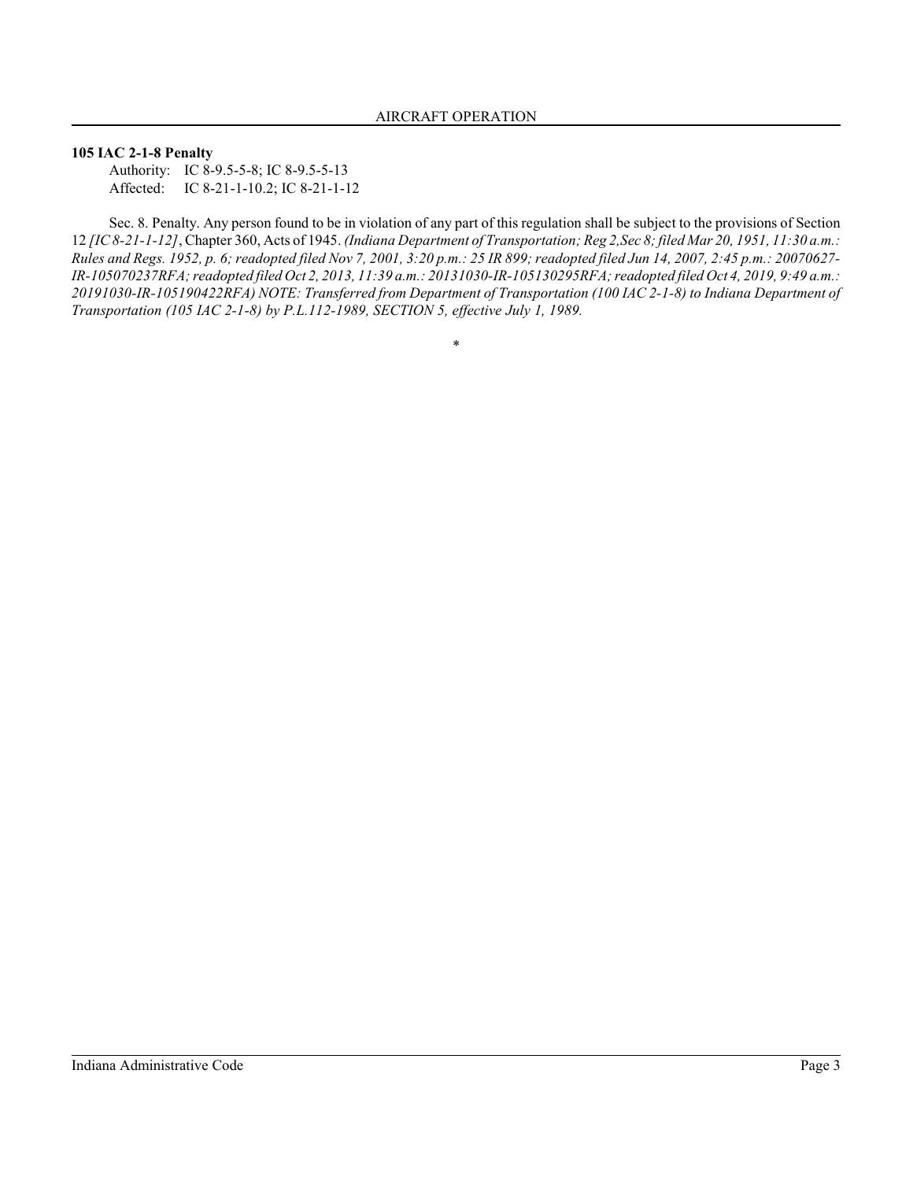**105 IAC 2-1-8 Penalty**

Authority: IC 8-9.5-5-8; IC 8-9.5-5-13
Affected: IC 8-21-1-10.2; IC 8-21-1-12

Sec. 8. Penalty. Any person found to be in violation of any part of this regulation shall be subject to the provisions of Section 12 *[IC 8-21-1-12]*, Chapter 360, Acts of 1945. *(Indiana Department of Transportation; Reg 2,Sec 8; filed Mar 20, 1951, 11:30 a.m.: Rules and Regs. 1952, p. 6; readopted filed Nov 7, 2001, 3:20 p.m.: 25 IR 899; readopted filed Jun 14, 2007, 2:45 p.m.: 20070627-IR-105070237RFA; readopted filed Oct 2, 2013, 11:39 a.m.: 20131030-IR-105130295RFA; readopted filed Oct 4, 2019, 9:49 a.m.: 20191030-IR-105190422RFA) NOTE: Transferred from Department of Transportation (100 IAC 2-1-8) to Indiana Department of Transportation (105 IAC 2-1-8) by P.L.112-1989, SECTION 5, effective July 1, 1989.*

*